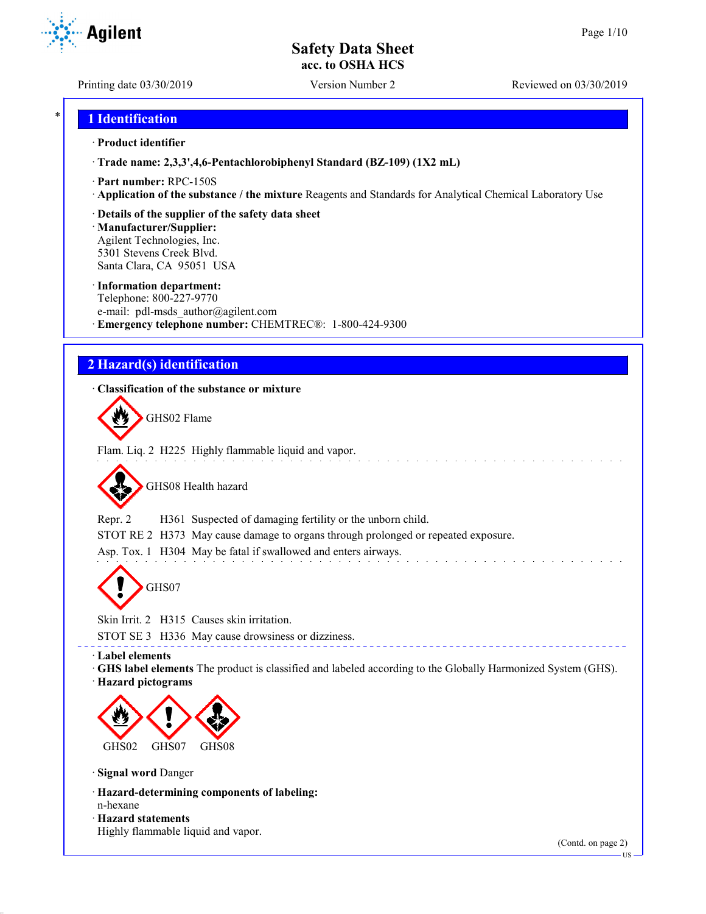# Safety Data Sheet
acc. to OSHA HCS

Printing date 03/30/2019 Version Number 2 Reviewed on 03/30/2019

## 1 Identification

· **Product identifier**

· **Trade name: 2,3,3',4,6-Pentachlorobiphenyl Standard (BZ-109) (1X2 mL)**

· **Part number:** RPC-150S

· **Application of the substance / the mixture** Reagents and Standards for Analytical Chemical Laboratory Use

· **Details of the supplier of the safety data sheet**

· **Manufacturer/Supplier:**
Agilent Technologies, Inc.
5301 Stevens Creek Blvd.
Santa Clara, CA 95051 USA

· **Information department:**
Telephone: 800-227-9770
e-mail: pdl-msds_author@agilent.com

· **Emergency telephone number:** CHEMTREC®: 1-800-424-9300

## 2 Hazard(s) identification

· **Classification of the substance or mixture**

GHS02 Flame

Flam. Liq. 2 H225 Highly flammable liquid and vapor.

GHS08 Health hazard

Repr. 2 H361 Suspected of damaging fertility or the unborn child.

STOT RE 2 H373 May cause damage to organs through prolonged or repeated exposure.

Asp. Tox. 1 H304 May be fatal if swallowed and enters airways.

GHS07

Skin Irrit. 2 H315 Causes skin irritation.

STOT SE 3 H336 May cause drowsiness or dizziness.

· **Label elements**

· **GHS label elements** The product is classified and labeled according to the Globally Harmonized System (GHS).

· **Hazard pictograms**

GHS02 GHS07 GHS08

· **Signal word** Danger

· **Hazard-determining components of labeling:**
n-hexane

· **Hazard statements**
Highly flammable liquid and vapor.

(Contd. on page 2)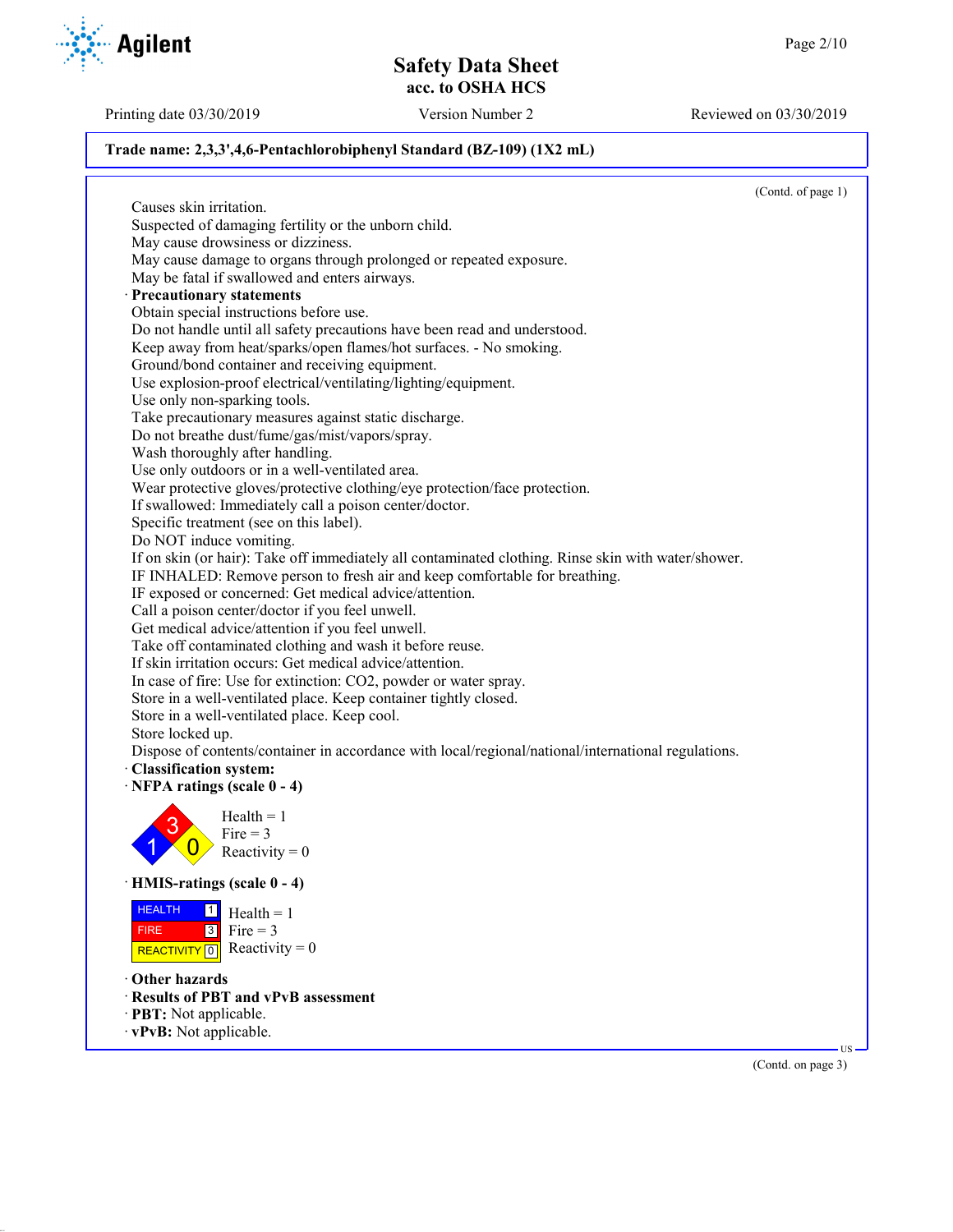**Trade name: 2,3,3',4,6-Pentachlorobiphenyl Standard (BZ-109) (1X2 mL)**

(Contd. of page 1)

Causes skin irritation.
Suspected of damaging fertility or the unborn child.
May cause drowsiness or dizziness.
May cause damage to organs through prolonged or repeated exposure.
May be fatal if swallowed and enters airways.

· **Precautionary statements**

Obtain special instructions before use.
Do not handle until all safety precautions have been read and understood.
Keep away from heat/sparks/open flames/hot surfaces. - No smoking.
Ground/bond container and receiving equipment.
Use explosion-proof electrical/ventilating/lighting/equipment.
Use only non-sparking tools.
Take precautionary measures against static discharge.
Do not breathe dust/fume/gas/mist/vapors/spray.
Wash thoroughly after handling.
Use only outdoors or in a well-ventilated area.
Wear protective gloves/protective clothing/eye protection/face protection.
If swallowed: Immediately call a poison center/doctor.
Specific treatment (see on this label).
Do NOT induce vomiting.
If on skin (or hair): Take off immediately all contaminated clothing. Rinse skin with water/shower.
IF INHALED: Remove person to fresh air and keep comfortable for breathing.
IF exposed or concerned: Get medical advice/attention.
Call a poison center/doctor if you feel unwell.
Get medical advice/attention if you feel unwell.
Take off contaminated clothing and wash it before reuse.
If skin irritation occurs: Get medical advice/attention.
In case of fire: Use for extinction: $CO_2$, powder or water spray.
Store in a well-ventilated place. Keep container tightly closed.
Store in a well-ventilated place. Keep cool.
Store locked up.
Dispose of contents/container in accordance with local/regional/national/international regulations.

· **Classification system:**

· **NFPA ratings (scale 0 - 4)**

Health = 1
Fire = 3
Reactivity = 0

· **HMIS-ratings (scale 0 - 4)**

| | | |
|---|---|---|
| HEALTH | 1 | Health = 1 |
| FIRE | 3 | Fire = 3 |
| REACTIVITY | 0 | Reactivity = 0 |

· **Other hazards**

· **Results of PBT and vPvB assessment**

· **PBT:** Not applicable.

· **vPvB:** Not applicable.

(Contd. on page 3)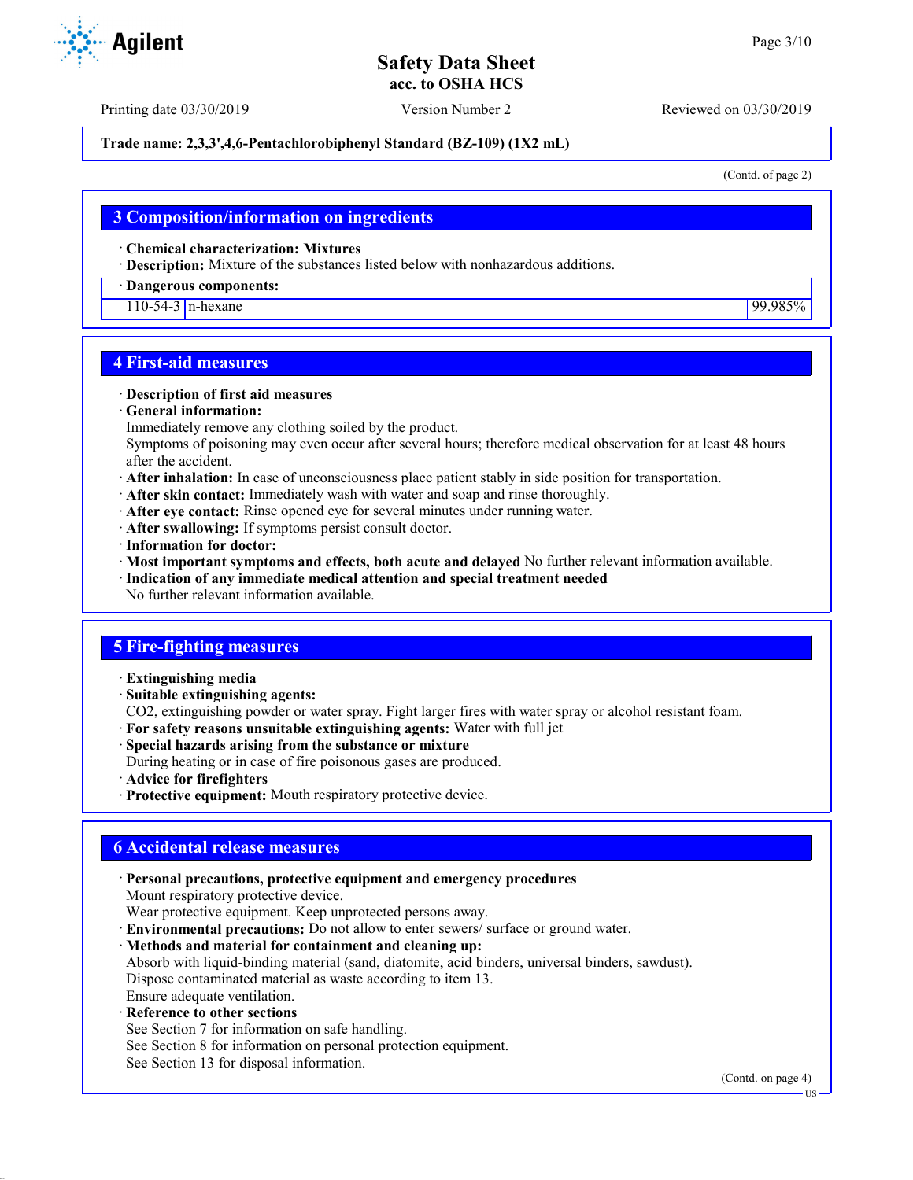**Trade name: 2,3,3',4,6-Pentachlorobiphenyl Standard (BZ-109) (1X2 mL)**

(Contd. of page 2)

## 3 Composition/information on ingredients

· **Chemical characterization: Mixtures**
· **Description:** Mixture of the substances listed below with nonhazardous additions.

| · Dangerous components: | | |
|---|---|---|
| 110-54-3 | n-hexane | 99.985% |

## 4 First-aid measures

· **Description of first aid measures**
· **General information:**
Immediately remove any clothing soiled by the product.
Symptoms of poisoning may even occur after several hours; therefore medical observation for at least 48 hours after the accident.
· **After inhalation:** In case of unconsciousness place patient stably in side position for transportation.
· **After skin contact:** Immediately wash with water and soap and rinse thoroughly.
· **After eye contact:** Rinse opened eye for several minutes under running water.
· **After swallowing:** If symptoms persist consult doctor.
· **Information for doctor:**
· **Most important symptoms and effects, both acute and delayed** No further relevant information available.
· **Indication of any immediate medical attention and special treatment needed**
No further relevant information available.

## 5 Fire-fighting measures

· **Extinguishing media**
· **Suitable extinguishing agents:**
CO2, extinguishing powder or water spray. Fight larger fires with water spray or alcohol resistant foam.
· **For safety reasons unsuitable extinguishing agents:** Water with full jet
· **Special hazards arising from the substance or mixture**
During heating or in case of fire poisonous gases are produced.
· **Advice for firefighters**
· **Protective equipment:** Mouth respiratory protective device.

## 6 Accidental release measures

· **Personal precautions, protective equipment and emergency procedures**
Mount respiratory protective device.
Wear protective equipment. Keep unprotected persons away.
· **Environmental precautions:** Do not allow to enter sewers/ surface or ground water.
· **Methods and material for containment and cleaning up:**
Absorb with liquid-binding material (sand, diatomite, acid binders, universal binders, sawdust).
Dispose contaminated material as waste according to item 13.
Ensure adequate ventilation.
· **Reference to other sections**
See Section 7 for information on safe handling.
See Section 8 for information on personal protection equipment.
See Section 13 for disposal information.

(Contd. on page 4)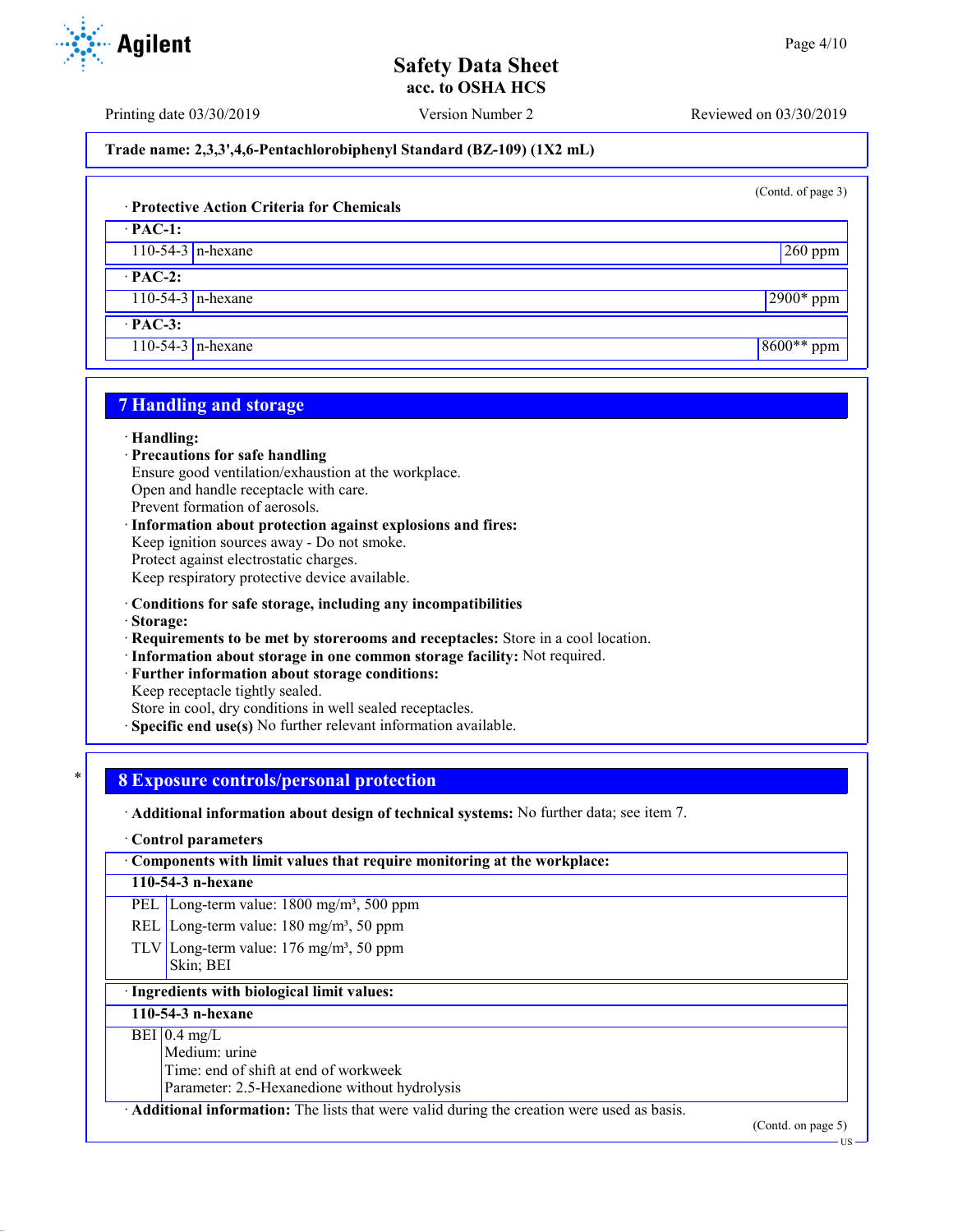**Trade name: 2,3,3',4,6-Pentachlorobiphenyl Standard (BZ-109) (1X2 mL)**

(Contd. of page 3)

· **Protective Action Criteria for Chemicals**

| · **PAC-1:** | | |
|---|---|---|
| 110-54-3 | n-hexane | 260 ppm |
| · **PAC-2:** | | |
| 110-54-3 | n-hexane | 2900* ppm |
| · **PAC-3:** | | |
| 110-54-3 | n-hexane | 8600** ppm |

## 7 Handling and storage

· **Handling:**
· **Precautions for safe handling**
Ensure good ventilation/exhaustion at the workplace.
Open and handle receptacle with care.
Prevent formation of aerosols.
· **Information about protection against explosions and fires:**
Keep ignition sources away - Do not smoke.
Protect against electrostatic charges.
Keep respiratory protective device available.

· **Conditions for safe storage, including any incompatibilities**
· **Storage:**
· **Requirements to be met by storerooms and receptacles:** Store in a cool location.
· **Information about storage in one common storage facility:** Not required.
· **Further information about storage conditions:**
Keep receptacle tightly sealed.
Store in cool, dry conditions in well sealed receptacles.
· **Specific end use(s)** No further relevant information available.

## 8 Exposure controls/personal protection

· **Additional information about design of technical systems:** No further data; see item 7.

· **Control parameters**

| · **Components with limit values that require monitoring at the workplace:** | |
|---|---|
| **110-54-3 n-hexane** | |
| PEL | Long-term value: 1800 mg/m³, 500 ppm |
| REL | Long-term value: 180 mg/m³, 50 ppm |
| TLV | Long-term value: 176 mg/m³, 50 ppm<br>Skin; BEI |

| · **Ingredients with biological limit values:** | |
|---|---|
| **110-54-3 n-hexane** | |
| BEI | 0.4 mg/L<br>Medium: urine<br>Time: end of shift at end of workweek<br>Parameter: 2.5-Hexanedione without hydrolysis |

· **Additional information:** The lists that were valid during the creation were used as basis.

(Contd. on page 5)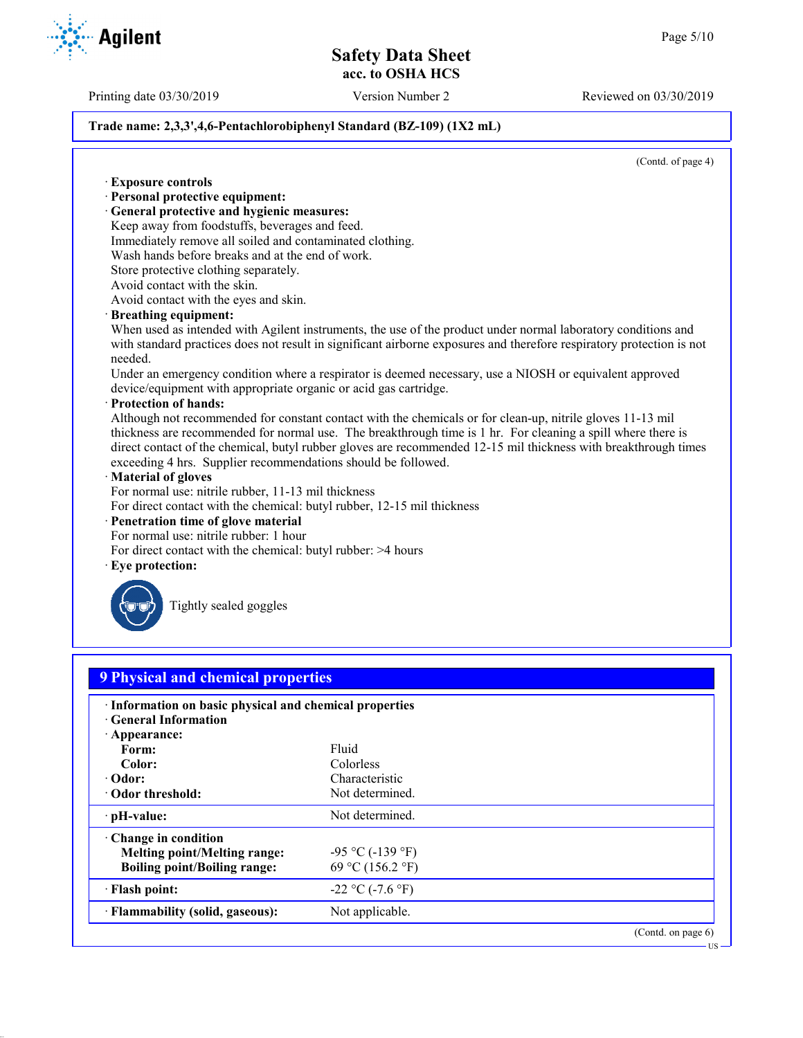Trade name: 2,3,3',4,6-Pentachlorobiphenyl Standard (BZ-109) (1X2 mL)

(Contd. of page 4)

· **Exposure controls**
· **Personal protective equipment:**
· **General protective and hygienic measures:**
Keep away from foodstuffs, beverages and feed.
Immediately remove all soiled and contaminated clothing.
Wash hands before breaks and at the end of work.
Store protective clothing separately.
Avoid contact with the skin.
Avoid contact with the eyes and skin.

· **Breathing equipment:**
When used as intended with Agilent instruments, the use of the product under normal laboratory conditions and with standard practices does not result in significant airborne exposures and therefore respiratory protection is not needed.
Under an emergency condition where a respirator is deemed necessary, use a NIOSH or equivalent approved device/equipment with appropriate organic or acid gas cartridge.

· **Protection of hands:**
Although not recommended for constant contact with the chemicals or for clean-up, nitrile gloves 11-13 mil thickness are recommended for normal use. The breakthrough time is 1 hr. For cleaning a spill where there is direct contact of the chemical, butyl rubber gloves are recommended 12-15 mil thickness with breakthrough times exceeding 4 hrs. Supplier recommendations should be followed.

· **Material of gloves**
For normal use: nitrile rubber, 11-13 mil thickness
For direct contact with the chemical: butyl rubber, 12-15 mil thickness

· **Penetration time of glove material**
For normal use: nitrile rubber: 1 hour
For direct contact with the chemical: butyl rubber: >4 hours

· **Eye protection:**
Tightly sealed goggles

## 9 Physical and chemical properties

· **Information on basic physical and chemical properties**
· **General Information**

| | |
|---|---|
| · **Appearance:** | |
| **Form:** | Fluid |
| **Color:** | Colorless |
| · **Odor:** | Characteristic |
| · **Odor threshold:** | Not determined. |
| · **pH-value:** | Not determined. |
| · **Change in condition** | |
| **Melting point/Melting range:** | -95 °C (-139 °F) |
| **Boiling point/Boiling range:** | 69 °C (156.2 °F) |
| · **Flash point:** | -22 °C (-7.6 °F) |
| · **Flammability (solid, gaseous):** | Not applicable. |

(Contd. on page 6)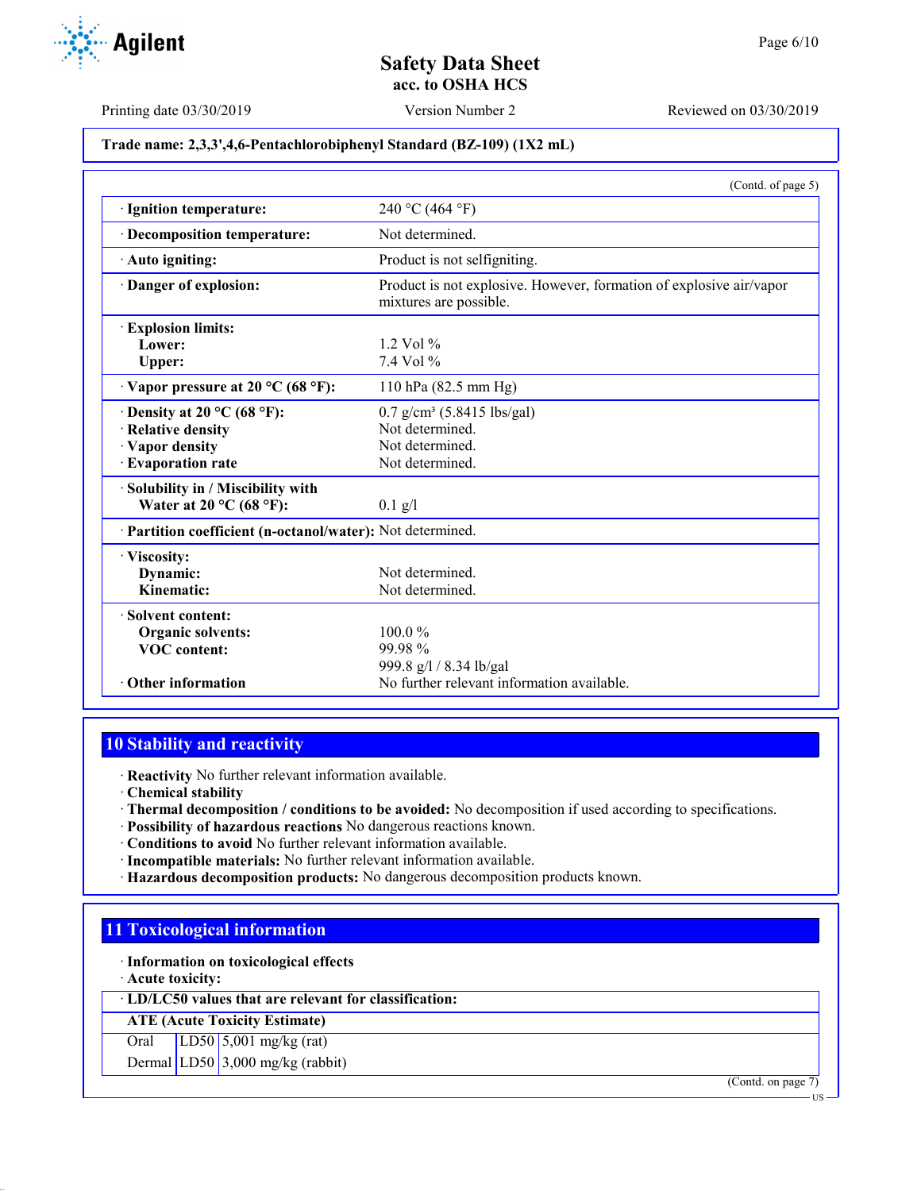Trade name: 2,3,3',4,6-Pentachlorobiphenyl Standard (BZ-109) (1X2 mL)

(Contd. of page 5)

| | |
|---|---|
| · **Ignition temperature:** | 240 °C (464 °F) |
| · **Decomposition temperature:** | Not determined. |
| · **Auto igniting:** | Product is not selfigniting. |
| · **Danger of explosion:** | Product is not explosive. However, formation of explosive air/vapor mixtures are possible. |
| · **Explosion limits:** | |
| **Lower:** | 1.2 Vol % |
| **Upper:** | 7.4 Vol % |
| · **Vapor pressure at 20 °C (68 °F):** | 110 hPa (82.5 mm Hg) |
| · **Density at 20 °C (68 °F):** | 0.7 g/cm³ (5.8415 lbs/gal) |
| · **Relative density** | Not determined. |
| · **Vapor density** | Not determined. |
| · **Evaporation rate** | Not determined. |
| · **Solubility in / Miscibility with** | |
| **Water at 20 °C (68 °F):** | 0.1 g/l |
| · **Partition coefficient (n-octanol/water):** | Not determined. |
| · **Viscosity:** | |
| **Dynamic:** | Not determined. |
| **Kinematic:** | Not determined. |
| · **Solvent content:** | |
| **Organic solvents:** | 100.0 % |
| **VOC content:** | 99.98 % |
| | 999.8 g/l / 8.34 lb/gal |
| · **Other information** | No further relevant information available. |

## 10 Stability and reactivity

· **Reactivity** No further relevant information available.
· **Chemical stability**
· **Thermal decomposition / conditions to be avoided:** No decomposition if used according to specifications.
· **Possibility of hazardous reactions** No dangerous reactions known.
· **Conditions to avoid** No further relevant information available.
· **Incompatible materials:** No further relevant information available.
· **Hazardous decomposition products:** No dangerous decomposition products known.

## 11 Toxicological information

· **Information on toxicological effects**
· **Acute toxicity:**

| · **LD/LC50 values that are relevant for classification:** | | |
|---|---|---|
| **ATE (Acute Toxicity Estimate)** | | |
| Oral | LD50 | 5,001 mg/kg (rat) |
| Dermal | LD50 | 3,000 mg/kg (rabbit) |

(Contd. on page 7)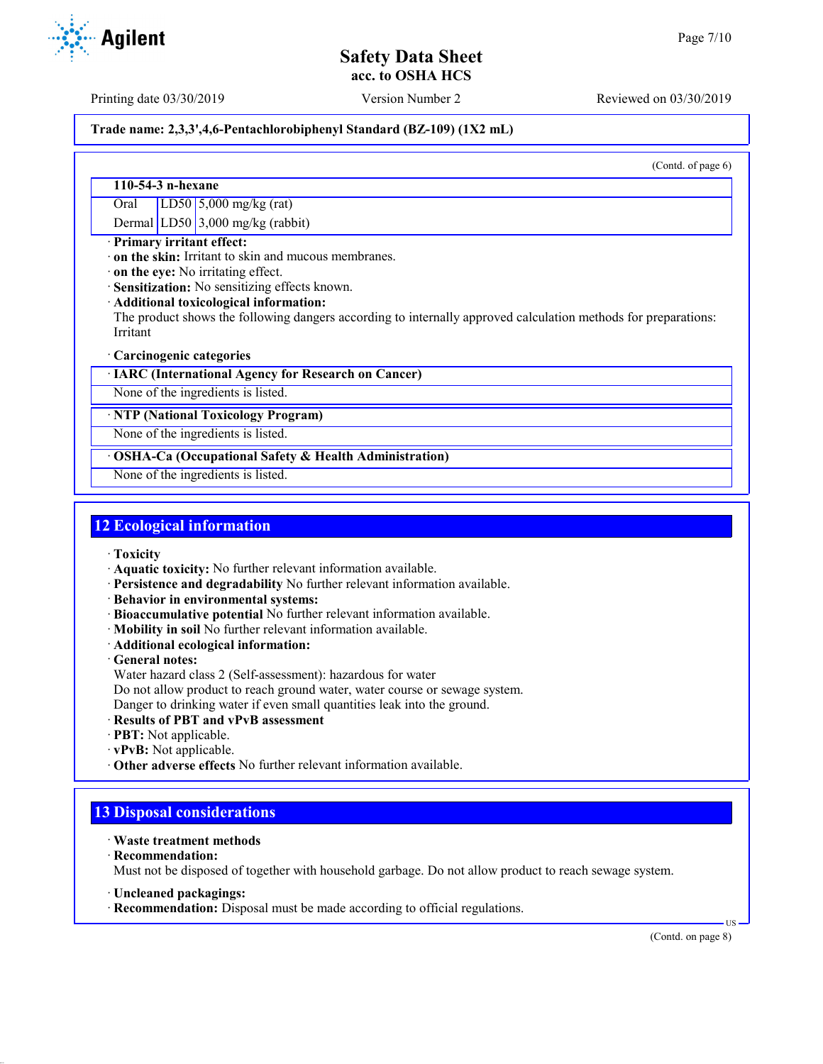**Trade name: 2,3,3',4,6-Pentachlorobiphenyl Standard (BZ-109) (1X2 mL)**

(Contd. of page 6)

| 110-54-3 n-hexane | | |
|---|---|---|
| Oral | LD50 | 5,000 mg/kg (rat) |
| Dermal | LD50 | 3,000 mg/kg (rabbit) |

· **Primary irritant effect:**
· **on the skin:** Irritant to skin and mucous membranes.
· **on the eye:** No irritating effect.
· **Sensitization:** No sensitizing effects known.
· **Additional toxicological information:**
The product shows the following dangers according to internally approved calculation methods for preparations: Irritant

· **Carcinogenic categories**

| · IARC (International Agency for Research on Cancer) |
|---|
| None of the ingredients is listed. |

| · NTP (National Toxicology Program) |
|---|
| None of the ingredients is listed. |

| · OSHA-Ca (Occupational Safety & Health Administration) |
|---|
| None of the ingredients is listed. |

## 12 Ecological information

· **Toxicity**
· **Aquatic toxicity:** No further relevant information available.
· **Persistence and degradability** No further relevant information available.
· **Behavior in environmental systems:**
· **Bioaccumulative potential** No further relevant information available.
· **Mobility in soil** No further relevant information available.
· **Additional ecological information:**
· **General notes:**
Water hazard class 2 (Self-assessment): hazardous for water
Do not allow product to reach ground water, water course or sewage system.
Danger to drinking water if even small quantities leak into the ground.
· **Results of PBT and vPvB assessment**
· **PBT:** Not applicable.
· **vPvB:** Not applicable.
· **Other adverse effects** No further relevant information available.

## 13 Disposal considerations

· **Waste treatment methods**
· **Recommendation:**
Must not be disposed of together with household garbage. Do not allow product to reach sewage system.

· **Uncleaned packagings:**
· **Recommendation:** Disposal must be made according to official regulations.

(Contd. on page 8)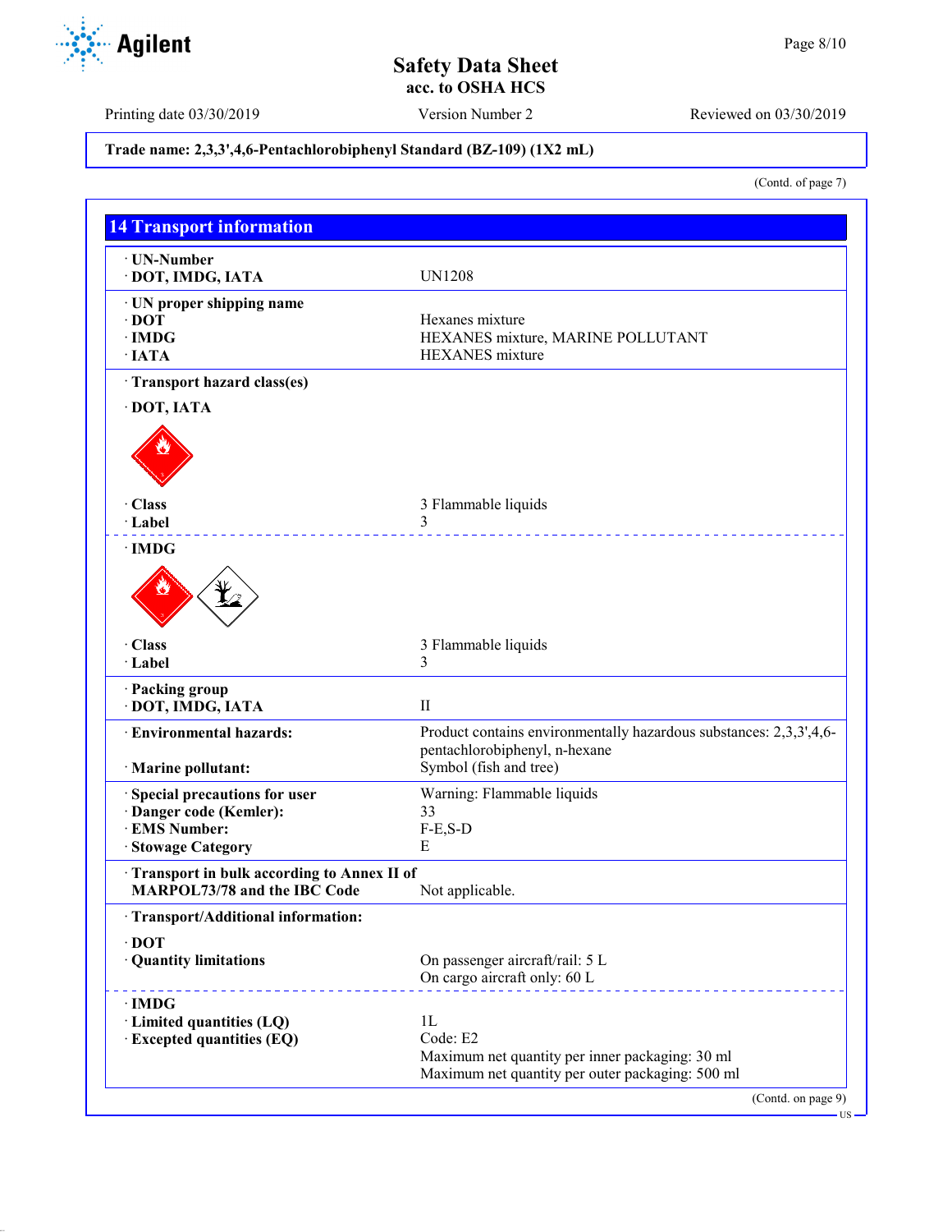Trade name: 2,3,3',4,6-Pentachlorobiphenyl Standard (BZ-109) (1X2 mL)

(Contd. of page 7)

## 14 Transport information

· **UN-Number**
· **DOT, IMDG, IATA** UN1208

· **UN proper shipping name**
· **DOT** Hexanes mixture
· **IMDG** HEXANES mixture, MARINE POLLUTANT
· **IATA** HEXANES mixture

· **Transport hazard class(es)**

· **DOT, IATA**

· **Class** 3 Flammable liquids
· **Label** 3

· **IMDG**

· **Class** 3 Flammable liquids
· **Label** 3

· **Packing group**
· **DOT, IMDG, IATA** II

· **Environmental hazards:** Product contains environmentally hazardous substances: 2,3,3',4,6-pentachlorobiphenyl, n-hexane
· **Marine pollutant:** Symbol (fish and tree)

· **Special precautions for user** Warning: Flammable liquids
· **Danger code (Kemler):** 33
· **EMS Number:** F-E,S-D
· **Stowage Category** E

· **Transport in bulk according to Annex II of MARPOL73/78 and the IBC Code** Not applicable.

· **Transport/Additional information:**

· **DOT**
· **Quantity limitations** On passenger aircraft/rail: 5 L
On cargo aircraft only: 60 L

· **IMDG**
· **Limited quantities (LQ)** 1L
· **Excepted quantities (EQ)** Code: E2
Maximum net quantity per inner packaging: 30 ml
Maximum net quantity per outer packaging: 500 ml

(Contd. on page 9)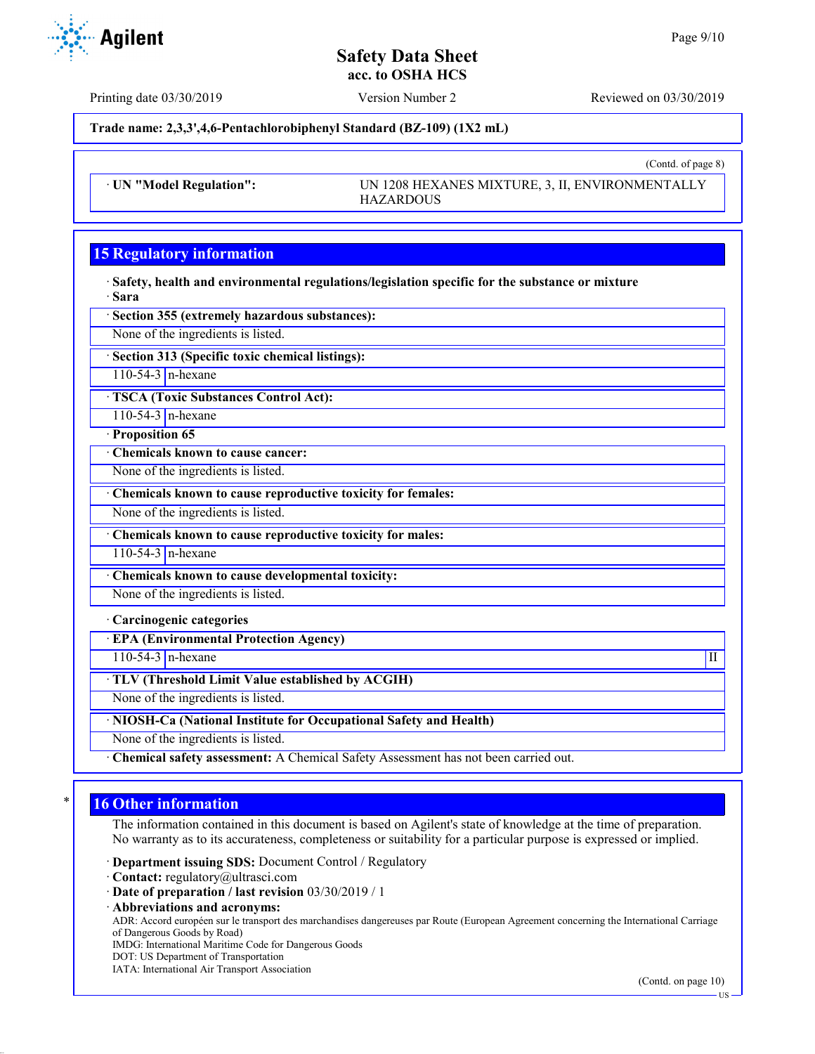(Contd. of page 8)

| · UN "Model Regulation": | UN 1208 HEXANES MIXTURE, 3, II, ENVIRONMENTALLY HAZARDOUS |
|---|---|

## 15 Regulatory information

· **Safety, health and environmental regulations/legislation specific for the substance or mixture**
· **Sara**

· **Section 355 (extremely hazardous substances):**

None of the ingredients is listed.

· **Section 313 (Specific toxic chemical listings):**

| 110-54-3 | n-hexane |
|---|---|

· **TSCA (Toxic Substances Control Act):**

| 110-54-3 | n-hexane |
|---|---|

· **Proposition 65**

· **Chemicals known to cause cancer:**

None of the ingredients is listed.

· **Chemicals known to cause reproductive toxicity for females:**

None of the ingredients is listed.

· **Chemicals known to cause reproductive toxicity for males:**

| 110-54-3 | n-hexane |
|---|---|

· **Chemicals known to cause developmental toxicity:**

None of the ingredients is listed.

· **Carcinogenic categories**

· **EPA (Environmental Protection Agency)**

| 110-54-3 | n-hexane | II |
|---|---|---|

· **TLV (Threshold Limit Value established by ACGIH)**

None of the ingredients is listed.

· **NIOSH-Ca (National Institute for Occupational Safety and Health)**

None of the ingredients is listed.

· **Chemical safety assessment:** A Chemical Safety Assessment has not been carried out.

## * 16 Other information

The information contained in this document is based on Agilent's state of knowledge at the time of preparation. No warranty as to its accurateness, completeness or suitability for a particular purpose is expressed or implied.

· **Department issuing SDS:** Document Control / Regulatory
· **Contact:** regulatory@ultrasci.com
· **Date of preparation / last revision** 03/30/2019 / 1
· **Abbreviations and acronyms:**
ADR: Accord européen sur le transport des marchandises dangereuses par Route (European Agreement concerning the International Carriage of Dangerous Goods by Road)
IMDG: International Maritime Code for Dangerous Goods
DOT: US Department of Transportation
IATA: International Air Transport Association

(Contd. on page 10)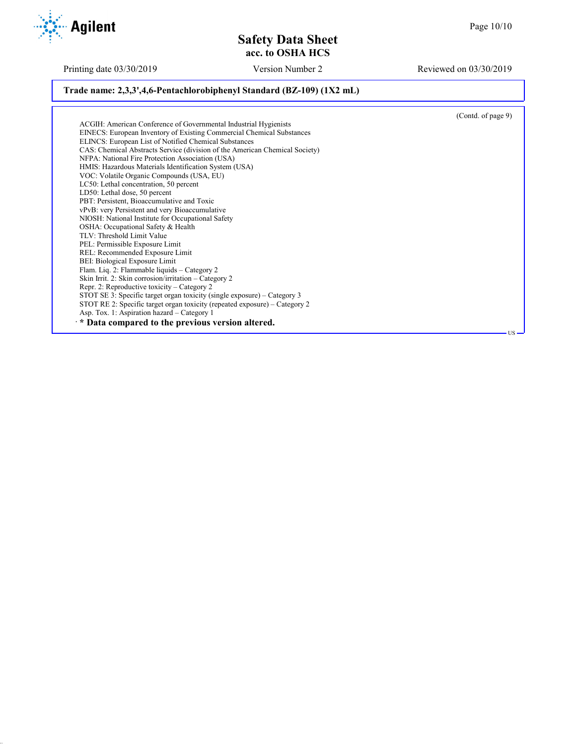**Trade name: 2,3,3',4,6-Pentachlorobiphenyl Standard (BZ-109) (1X2 mL)**

(Contd. of page 9)

ACGIH: American Conference of Governmental Industrial Hygienists
EINECS: European Inventory of Existing Commercial Chemical Substances
ELINCS: European List of Notified Chemical Substances
CAS: Chemical Abstracts Service (division of the American Chemical Society)
NFPA: National Fire Protection Association (USA)
HMIS: Hazardous Materials Identification System (USA)
VOC: Volatile Organic Compounds (USA, EU)
LC50: Lethal concentration, 50 percent
LD50: Lethal dose, 50 percent
PBT: Persistent, Bioaccumulative and Toxic
vPvB: very Persistent and very Bioaccumulative
NIOSH: National Institute for Occupational Safety
OSHA: Occupational Safety & Health
TLV: Threshold Limit Value
PEL: Permissible Exposure Limit
REL: Recommended Exposure Limit
BEI: Biological Exposure Limit
Flam. Liq. 2: Flammable liquids – Category 2
Skin Irrit. 2: Skin corrosion/irritation – Category 2
Repr. 2: Reproductive toxicity – Category 2
STOT SE 3: Specific target organ toxicity (single exposure) – Category 3
STOT RE 2: Specific target organ toxicity (repeated exposure) – Category 2
Asp. Tox. 1: Aspiration hazard – Category 1

· **\* Data compared to the previous version altered.**